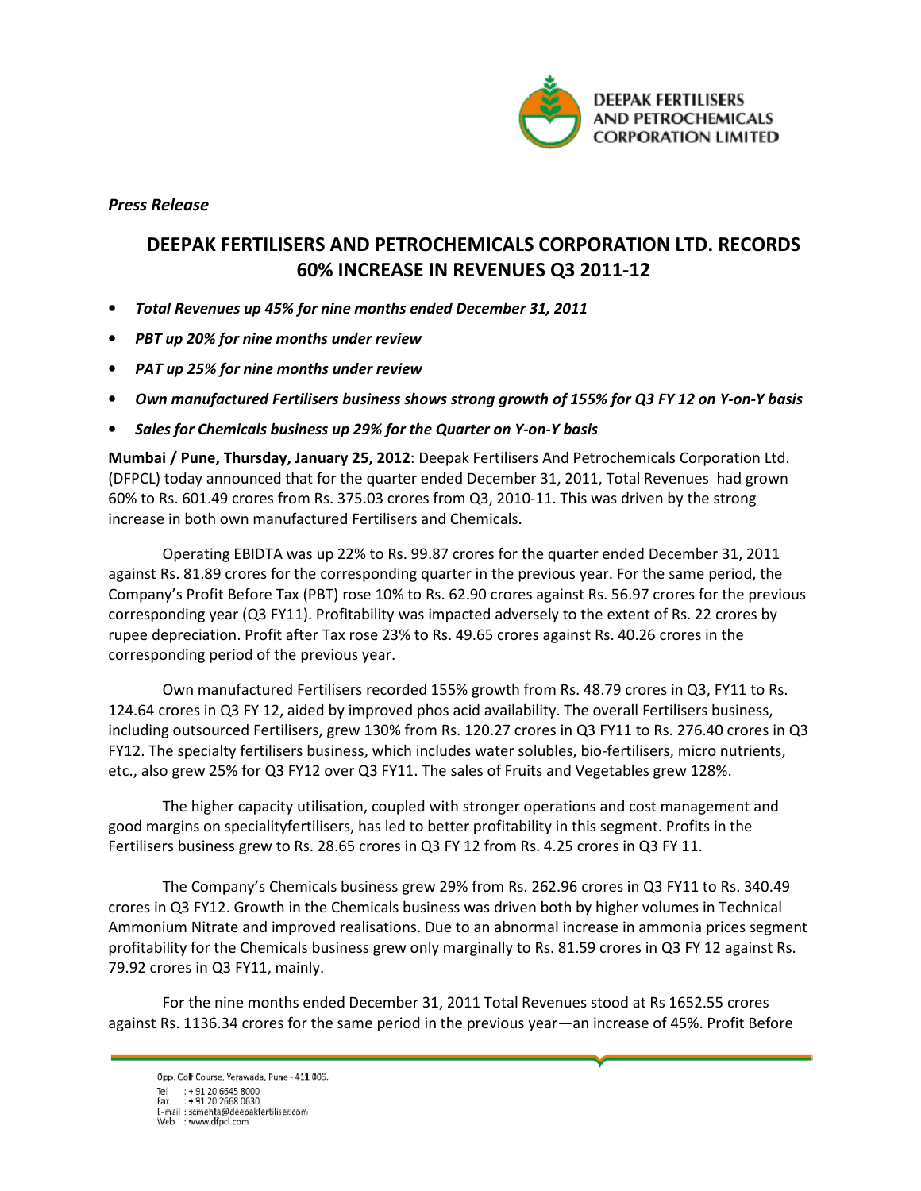*Press Release*

# DEEPAK FERTILISERS AND PETROCHEMICALS CORPORATION LTD. RECORDS 60% INCREASE IN REVENUES Q3 2011-12

- ***Total Revenues up 45% for nine months ended December 31, 2011***
- ***PBT up 20% for nine months under review***
- ***PAT up 25% for nine months under review***
- ***Own manufactured Fertilisers business shows strong growth of 155% for Q3 FY 12 on Y-on-Y basis***
- ***Sales for Chemicals business up 29% for the Quarter on Y-on-Y basis***

**Mumbai / Pune, Thursday, January 25, 2012**: Deepak Fertilisers And Petrochemicals Corporation Ltd. (DFPCL) today announced that for the quarter ended December 31, 2011, Total Revenues had grown 60% to Rs. 601.49 crores from Rs. 375.03 crores from Q3, 2010-11. This was driven by the strong increase in both own manufactured Fertilisers and Chemicals.

Operating EBIDTA was up 22% to Rs. 99.87 crores for the quarter ended December 31, 2011 against Rs. 81.89 crores for the corresponding quarter in the previous year. For the same period, the Company's Profit Before Tax (PBT) rose 10% to Rs. 62.90 crores against Rs. 56.97 crores for the previous corresponding year (Q3 FY11). Profitability was impacted adversely to the extent of Rs. 22 crores by rupee depreciation. Profit after Tax rose 23% to Rs. 49.65 crores against Rs. 40.26 crores in the corresponding period of the previous year.

Own manufactured Fertilisers recorded 155% growth from Rs. 48.79 crores in Q3, FY11 to Rs. 124.64 crores in Q3 FY 12, aided by improved phos acid availability. The overall Fertilisers business, including outsourced Fertilisers, grew 130% from Rs. 120.27 crores in Q3 FY11 to Rs. 276.40 crores in Q3 FY12. The specialty fertilisers business, which includes water solubles, bio-fertilisers, micro nutrients, etc., also grew 25% for Q3 FY12 over Q3 FY11. The sales of Fruits and Vegetables grew 128%.

The higher capacity utilisation, coupled with stronger operations and cost management and good margins on specialityfertilisers, has led to better profitability in this segment. Profits in the Fertilisers business grew to Rs. 28.65 crores in Q3 FY 12 from Rs. 4.25 crores in Q3 FY 11.

The Company's Chemicals business grew 29% from Rs. 262.96 crores in Q3 FY11 to Rs. 340.49 crores in Q3 FY12. Growth in the Chemicals business was driven both by higher volumes in Technical Ammonium Nitrate and improved realisations. Due to an abnormal increase in ammonia prices segment profitability for the Chemicals business grew only marginally to Rs. 81.59 crores in Q3 FY 12 against Rs. 79.92 crores in Q3 FY11, mainly.

For the nine months ended December 31, 2011 Total Revenues stood at Rs 1652.55 crores against Rs. 1136.34 crores for the same period in the previous year—an increase of 45%. Profit Before

Opp. Golf Course, Yerawada, Pune - 411 006.
Tel : + 91 20 6645 8000
Fax : + 91 20 2668 0630
E-mail : scmehta@deepakfertiliser.com
Web : www.dfpcl.com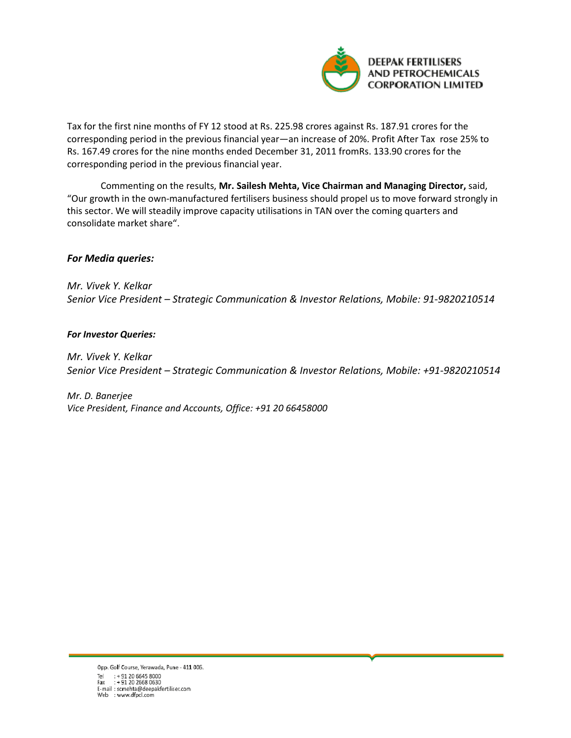Tax for the first nine months of FY 12 stood at Rs. 225.98 crores against Rs. 187.91 crores for the corresponding period in the previous financial year—an increase of 20%. Profit After Tax rose 25% to Rs. 167.49 crores for the nine months ended December 31, 2011 fromRs. 133.90 crores for the corresponding period in the previous financial year.

Commenting on the results, **Mr. Sailesh Mehta, Vice Chairman and Managing Director,** said, "Our growth in the own-manufactured fertilisers business should propel us to move forward strongly in this sector. We will steadily improve capacity utilisations in TAN over the coming quarters and consolidate market share".

***For Media queries:***

*Mr. Vivek Y. Kelkar*
*Senior Vice President – Strategic Communication & Investor Relations, Mobile: 91-9820210514*

***For Investor Queries:***

*Mr. Vivek Y. Kelkar*
*Senior Vice President – Strategic Communication & Investor Relations, Mobile: +91-9820210514*

*Mr. D. Banerjee*
*Vice President, Finance and Accounts, Office: +91 20 66458000*